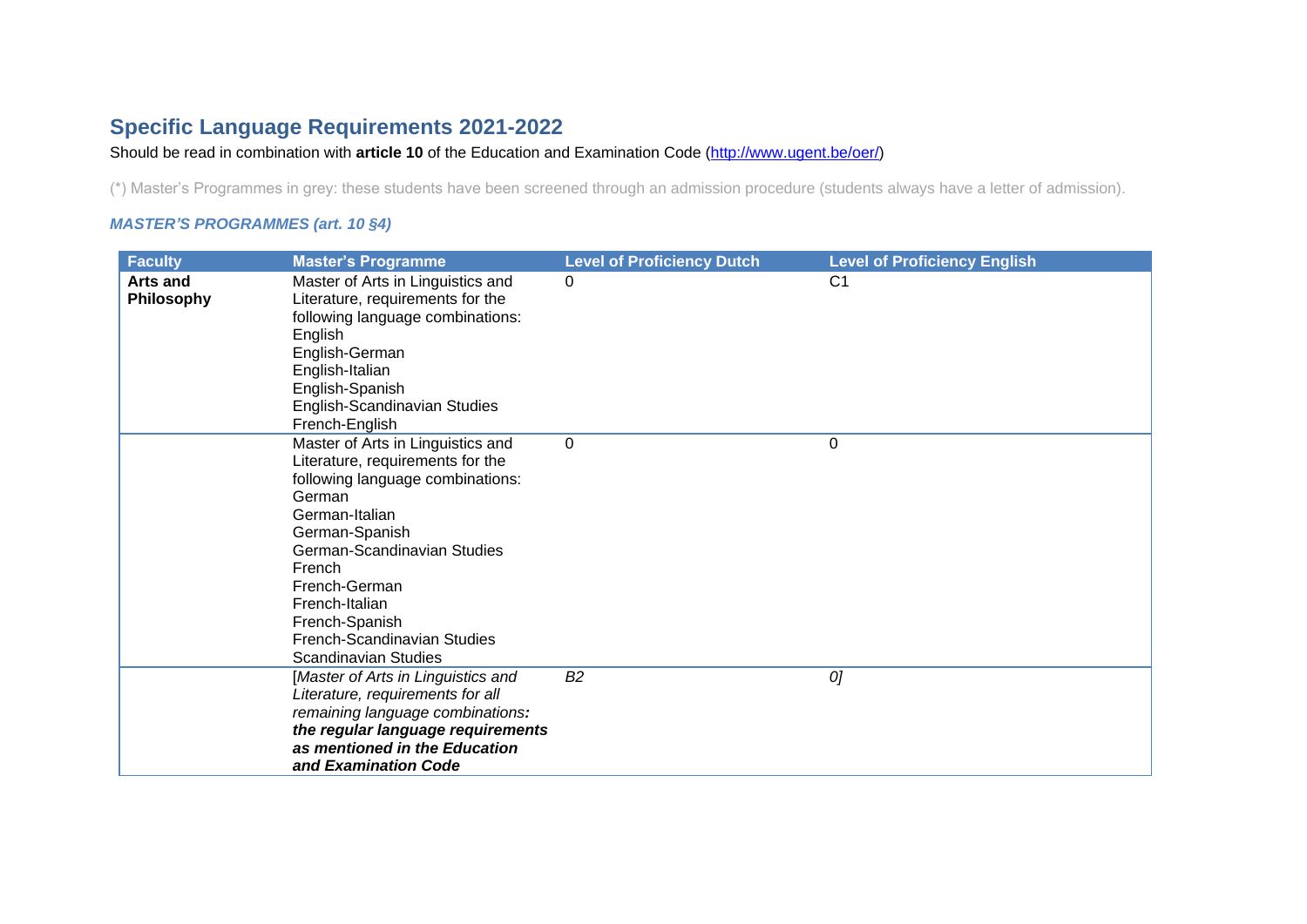## Specific Language Requirements 2021-2022

Should be read in combination with **article 10** of the Education and Examination Code (http://www.ugent.be/oer/)

(*) Master's Programmes in grey: these students have been screened through an admission procedure (students always have a letter of admission).

### *MASTER'S PROGRAMMES (art. 10 §4)*

| Faculty | Master's Programme | Level of Proficiency Dutch | Level of Proficiency English |
|---|---|---|---|
| **Arts and Philosophy** | Master of Arts in Linguistics and Literature, requirements for the following language combinations:<br>English<br>English-German<br>English-Italian<br>English-Spanish<br>English-Scandinavian Studies<br>French-English | 0 | C1 |
| | Master of Arts in Linguistics and Literature, requirements for the following language combinations:<br>German<br>German-Italian<br>German-Spanish<br>German-Scandinavian Studies<br>French<br>French-German<br>French-Italian<br>French-Spanish<br>French-Scandinavian Studies<br>Scandinavian Studies | 0 | 0 |
| | *[Master of Arts in Linguistics and Literature, requirements for all remaining language combinations**:** **the regular language requirements as mentioned in the Education and Examination Code*** | *B2* | *0]* |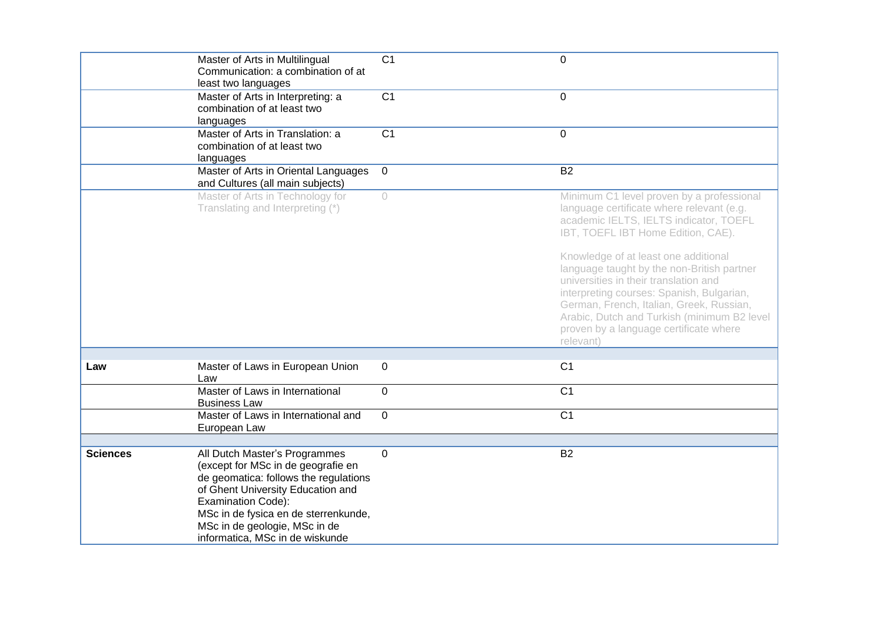| | | | |
|---|---|---|---|
| | Master of Arts in Multilingual Communication: a combination of at least two languages | C1 | 0 |
| | Master of Arts in Interpreting: a combination of at least two languages | C1 | 0 |
| | Master of Arts in Translation: a combination of at least two languages | C1 | 0 |
| | Master of Arts in Oriental Languages and Cultures (all main subjects) | 0 | B2 |
| | Master of Arts in Technology for Translating and Interpreting (*) | 0 | Minimum C1 level proven by a professional language certificate where relevant (e.g. academic IELTS, IELTS indicator, TOEFL IBT, TOEFL IBT Home Edition, CAE).<br><br>Knowledge of at least one additional language taught by the non-British partner universities in their translation and interpreting courses: Spanish, Bulgarian, German, French, Italian, Greek, Russian, Arabic, Dutch and Turkish (minimum B2 level proven by a language certificate where relevant) |
| | | | |
| **Law** | Master of Laws in European Union Law | 0 | C1 |
| | Master of Laws in International Business Law | 0 | C1 |
| | Master of Laws in International and European Law | 0 | C1 |
| | | | |
| **Sciences** | All Dutch Master's Programmes (except for MSc in de geografie en de geomatica: follows the regulations of Ghent University Education and Examination Code):<br>MSc in de fysica en de sterrenkunde, MSc in de geologie, MSc in de informatica, MSc in de wiskunde | 0 | B2 |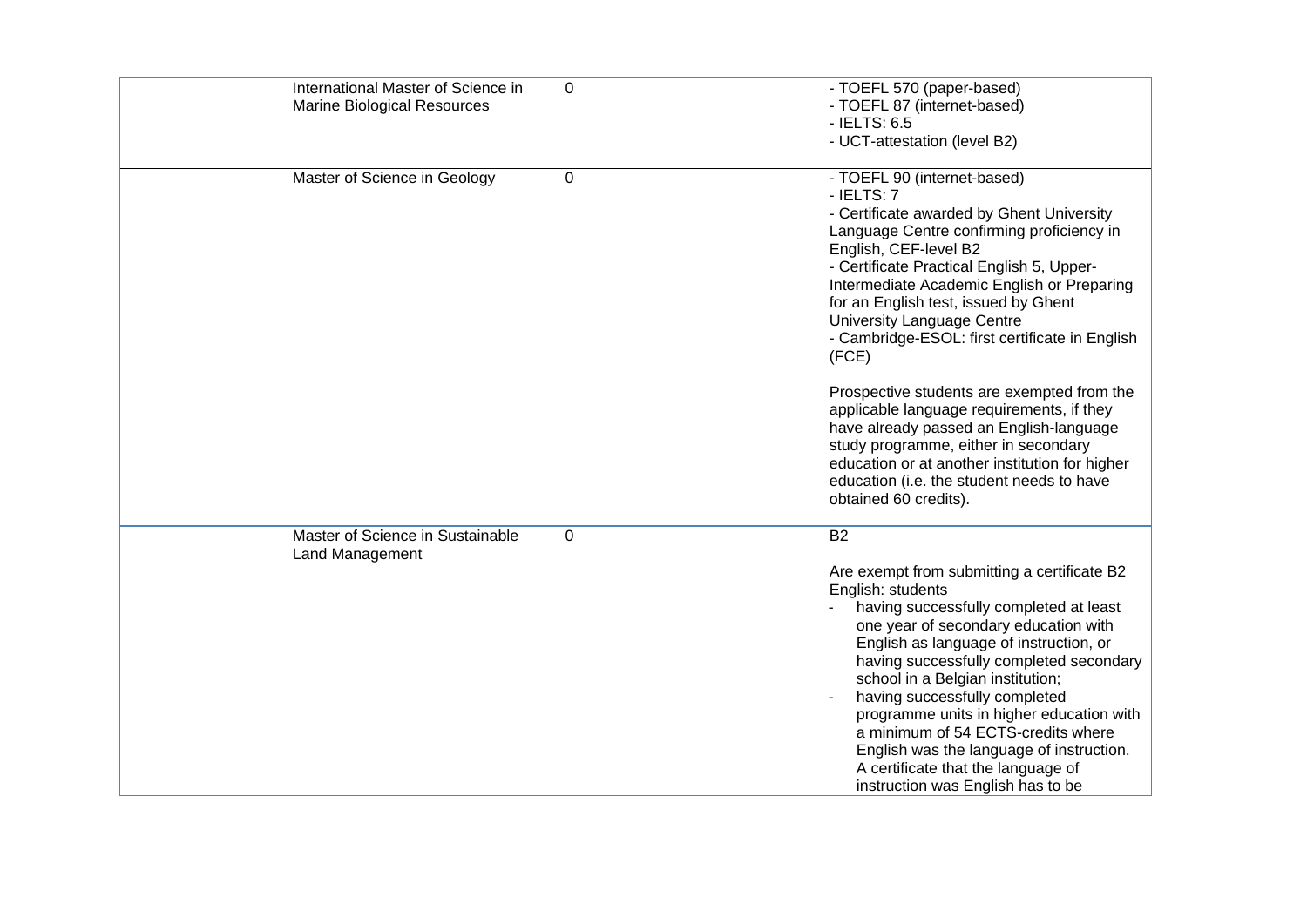|  | Programme | | Requirements |
| --- | --- | --- | --- |
|  | International Master of Science in Marine Biological Resources | 0 | - TOEFL 570 (paper-based)<br>- TOEFL 87 (internet-based)<br>- IELTS: 6.5<br>- UCT-attestation (level B2) |
|  | Master of Science in Geology | 0 | - TOEFL 90 (internet-based)<br>- IELTS: 7<br>- Certificate awarded by Ghent University Language Centre confirming proficiency in English, CEF-level B2<br>- Certificate Practical English 5, Upper-Intermediate Academic English or Preparing for an English test, issued by Ghent University Language Centre<br>- Cambridge-ESOL: first certificate in English (FCE)<br><br>Prospective students are exempted from the applicable language requirements, if they have already passed an English-language study programme, either in secondary education or at another institution for higher education (i.e. the student needs to have obtained 60 credits). |
|  | Master of Science in Sustainable Land Management | 0 | B2<br><br>Are exempt from submitting a certificate B2 English: students<br>- having successfully completed at least one year of secondary education with English as language of instruction, or having successfully completed secondary school in a Belgian institution;<br>- having successfully completed programme units in higher education with a minimum of 54 ECTS-credits where English was the language of instruction. A certificate that the language of instruction was English has to be |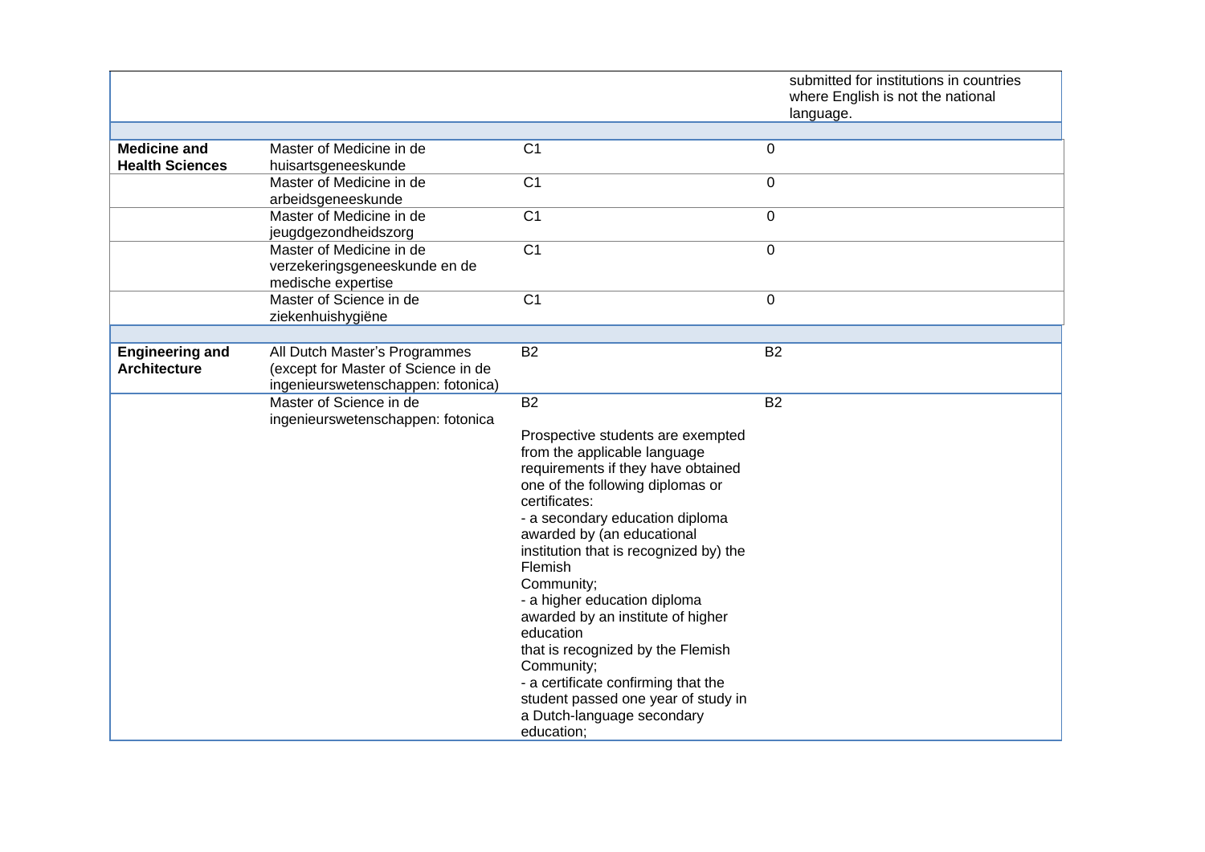| | | | |
|---|---|---|---|
| | | | submitted for institutions in countries where English is not the national language. |
| | | | |
| **Medicine and Health Sciences** | Master of Medicine in de huisartsgeneeskunde | C1 | 0 |
| | Master of Medicine in de arbeidsgeneeskunde | C1 | 0 |
| | Master of Medicine in de jeugdgezondheidszorg | C1 | 0 |
| | Master of Medicine in de verzekeringsgeneeskunde en de medische expertise | C1 | 0 |
| | Master of Science in de ziekenhuishygiëne | C1 | 0 |
| | | | |
| **Engineering and Architecture** | All Dutch Master's Programmes (except for Master of Science in de ingenieurswetenschappen: fotonica) | B2 | B2 |
| | Master of Science in de ingenieurswetenschappen: fotonica | B2<br><br>Prospective students are exempted from the applicable language requirements if they have obtained one of the following diplomas or certificates:<br>- a secondary education diploma awarded by (an educational institution that is recognized by) the Flemish Community;<br>- a higher education diploma awarded by an institute of higher education that is recognized by the Flemish Community;<br>- a certificate confirming that the student passed one year of study in a Dutch-language secondary education; | B2 |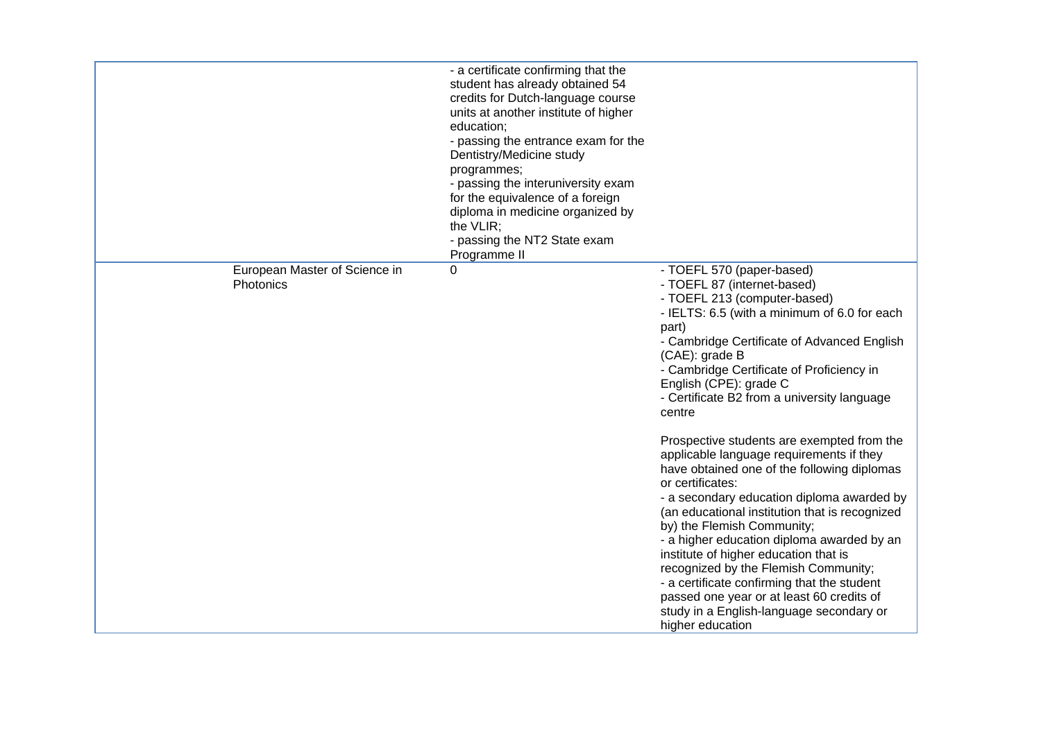| | | |
|---|---|---|
| | - a certificate confirming that the student has already obtained 54 credits for Dutch-language course units at another institute of higher education;<br>- passing the entrance exam for the Dentistry/Medicine study programmes;<br>- passing the interuniversity exam for the equivalence of a foreign diploma in medicine organized by the VLIR;<br>- passing the NT2 State exam Programme II | |
| European Master of Science in Photonics | 0 | - TOEFL 570 (paper-based)<br>- TOEFL 87 (internet-based)<br>- TOEFL 213 (computer-based)<br>- IELTS: 6.5 (with a minimum of 6.0 for each part)<br>- Cambridge Certificate of Advanced English (CAE): grade B<br>- Cambridge Certificate of Proficiency in English (CPE): grade C<br>- Certificate B2 from a university language centre<br><br>Prospective students are exempted from the applicable language requirements if they have obtained one of the following diplomas or certificates:<br>- a secondary education diploma awarded by (an educational institution that is recognized by) the Flemish Community;<br>- a higher education diploma awarded by an institute of higher education that is recognized by the Flemish Community;<br>- a certificate confirming that the student passed one year or at least 60 credits of study in a English-language secondary or higher education |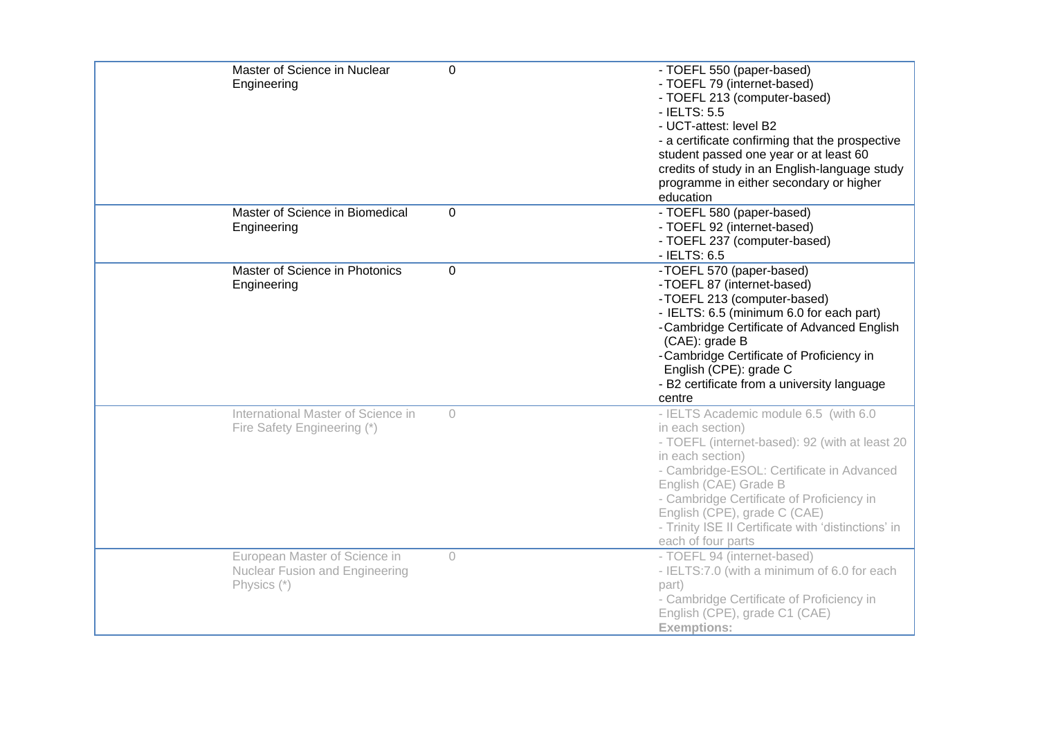| | | | |
|---|---|---|---|
| | Master of Science in Nuclear Engineering | 0 | - TOEFL 550 (paper-based)<br>- TOEFL 79 (internet-based)<br>- TOEFL 213 (computer-based)<br>- IELTS: 5.5<br>- UCT-attest: level B2<br>- a certificate confirming that the prospective student passed one year or at least 60 credits of study in an English-language study programme in either secondary or higher education |
| | Master of Science in Biomedical Engineering | 0 | - TOEFL 580 (paper-based)<br>- TOEFL 92 (internet-based)<br>- TOEFL 237 (computer-based)<br>- IELTS: 6.5 |
| | Master of Science in Photonics Engineering | 0 | - TOEFL 570 (paper-based)<br>- TOEFL 87 (internet-based)<br>- TOEFL 213 (computer-based)<br>- IELTS: 6.5 (minimum 6.0 for each part)<br>- Cambridge Certificate of Advanced English (CAE): grade B<br>- Cambridge Certificate of Proficiency in English (CPE): grade C<br>- B2 certificate from a university language centre |
| | International Master of Science in Fire Safety Engineering (*) | 0 | - IELTS Academic module 6.5 (with 6.0 in each section)<br>- TOEFL (internet-based): 92 (with at least 20 in each section)<br>- Cambridge-ESOL: Certificate in Advanced English (CAE) Grade B<br>- Cambridge Certificate of Proficiency in English (CPE), grade C (CAE)<br>- Trinity ISE II Certificate with 'distinctions' in each of four parts |
| | European Master of Science in Nuclear Fusion and Engineering Physics (*) | 0 | - TOEFL 94 (internet-based)<br>- IELTS:7.0 (with a minimum of 6.0 for each part)<br>- Cambridge Certificate of Proficiency in English (CPE), grade C1 (CAE)<br>**Exemptions:** |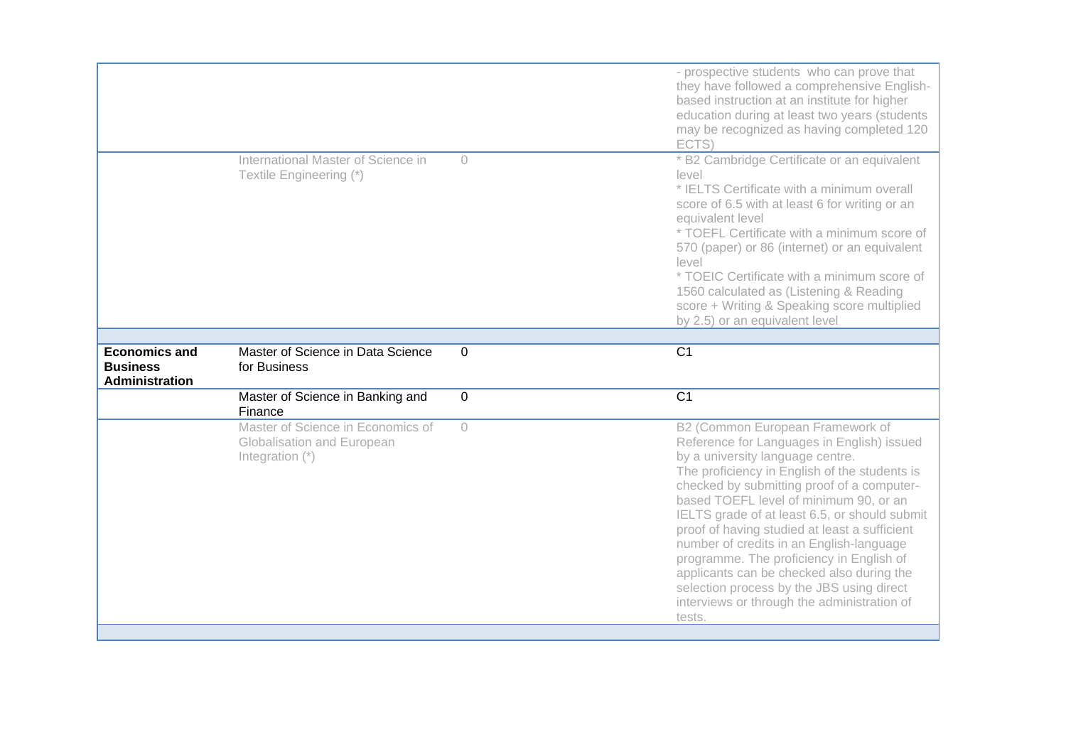| | | | |
|---|---|---|---|
| | | | - prospective students who can prove that they have followed a comprehensive English-based instruction at an institute for higher education during at least two years (students may be recognized as having completed 120 ECTS) |
| | International Master of Science in Textile Engineering (*) | 0 | * B2 Cambridge Certificate or an equivalent level<br>* IELTS Certificate with a minimum overall score of 6.5 with at least 6 for writing or an equivalent level<br>* TOEFL Certificate with a minimum score of 570 (paper) or 86 (internet) or an equivalent level<br>* TOEIC Certificate with a minimum score of 1560 calculated as (Listening & Reading score + Writing & Speaking score multiplied by 2.5) or an equivalent level |
| | | | |
| **Economics and Business Administration** | Master of Science in Data Science for Business | 0 | C1 |
| | Master of Science in Banking and Finance | 0 | C1 |
| | Master of Science in Economics of Globalisation and European Integration (*) | 0 | B2 (Common European Framework of Reference for Languages in English) issued by a university language centre.<br>The proficiency in English of the students is checked by submitting proof of a computer-based TOEFL level of minimum 90, or an IELTS grade of at least 6.5, or should submit proof of having studied at least a sufficient number of credits in an English-language programme. The proficiency in English of applicants can be checked also during the selection process by the JBS using direct interviews or through the administration of tests. |
| | | | |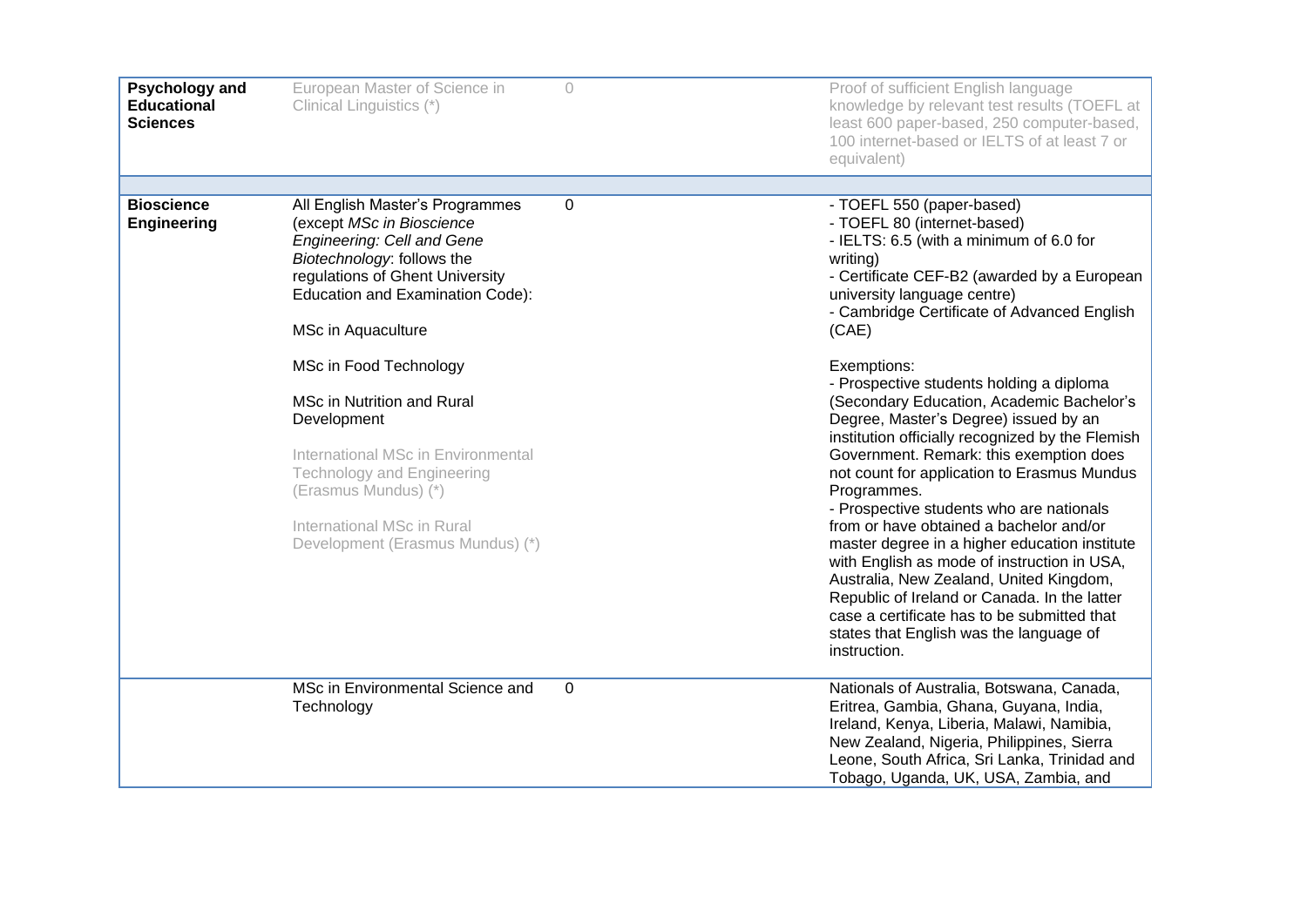| | | | |
|---|---|---|---|
| **Psychology and Educational Sciences** | European Master of Science in Clinical Linguistics (*) | 0 | Proof of sufficient English language knowledge by relevant test results (TOEFL at least 600 paper-based, 250 computer-based, 100 internet-based or IELTS of at least 7 or equivalent) |
| | | | |
| **Bioscience Engineering** | All English Master's Programmes (except *MSc in Bioscience Engineering: Cell and Gene Biotechnology*: follows the regulations of Ghent University Education and Examination Code):<br><br>MSc in Aquaculture<br><br>MSc in Food Technology<br><br>MSc in Nutrition and Rural Development<br><br>International MSc in Environmental Technology and Engineering (Erasmus Mundus) (*)<br><br>International MSc in Rural Development (Erasmus Mundus) (*) | 0 | - TOEFL 550 (paper-based)<br>- TOEFL 80 (internet-based)<br>- IELTS: 6.5 (with a minimum of 6.0 for writing)<br>- Certificate CEF-B2 (awarded by a European university language centre)<br>- Cambridge Certificate of Advanced English (CAE)<br><br>Exemptions:<br>- Prospective students holding a diploma (Secondary Education, Academic Bachelor's Degree, Master's Degree) issued by an institution officially recognized by the Flemish Government. Remark: this exemption does not count for application to Erasmus Mundus Programmes.<br>- Prospective students who are nationals from or have obtained a bachelor and/or master degree in a higher education institute with English as mode of instruction in USA, Australia, New Zealand, United Kingdom, Republic of Ireland or Canada. In the latter case a certificate has to be submitted that states that English was the language of instruction. |
| | MSc in Environmental Science and Technology | 0 | Nationals of Australia, Botswana, Canada, Eritrea, Gambia, Ghana, Guyana, India, Ireland, Kenya, Liberia, Malawi, Namibia, New Zealand, Nigeria, Philippines, Sierra Leone, South Africa, Sri Lanka, Trinidad and Tobago, Uganda, UK, USA, Zambia, and |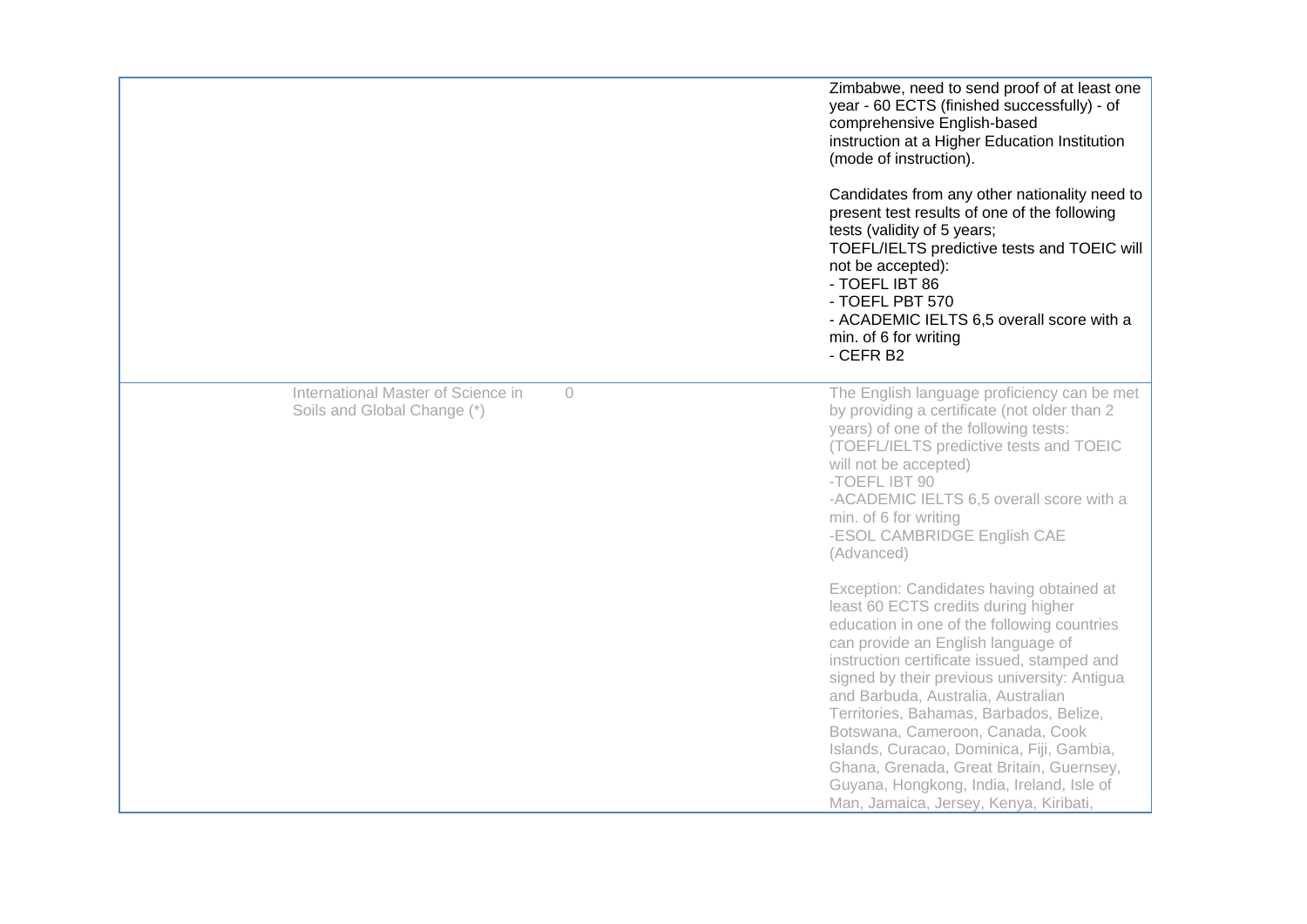| | | | |
|---|---|---|---|
| | | | Zimbabwe, need to send proof of at least one year - 60 ECTS (finished successfully) - of comprehensive English-based instruction at a Higher Education Institution (mode of instruction).<br><br>Candidates from any other nationality need to present test results of one of the following tests (validity of 5 years; TOEFL/IELTS predictive tests and TOEIC will not be accepted):<br>- TOEFL IBT 86<br>- TOEFL PBT 570<br>- ACADEMIC IELTS 6,5 overall score with a min. of 6 for writing<br>- CEFR B2 |
| | International Master of Science in Soils and Global Change (*) | 0 | The English language proficiency can be met by providing a certificate (not older than 2 years) of one of the following tests: (TOEFL/IELTS predictive tests and TOEIC will not be accepted)<br>-TOEFL IBT 90<br>-ACADEMIC IELTS 6,5 overall score with a min. of 6 for writing<br>-ESOL CAMBRIDGE English CAE (Advanced)<br><br>Exception: Candidates having obtained at least 60 ECTS credits during higher education in one of the following countries can provide an English language of instruction certificate issued, stamped and signed by their previous university: Antigua and Barbuda, Australia, Australian Territories, Bahamas, Barbados, Belize, Botswana, Cameroon, Canada, Cook Islands, Curacao, Dominica, Fiji, Gambia, Ghana, Grenada, Great Britain, Guernsey, Guyana, Hongkong, India, Ireland, Isle of Man, Jamaica, Jersey, Kenya, Kiribati, |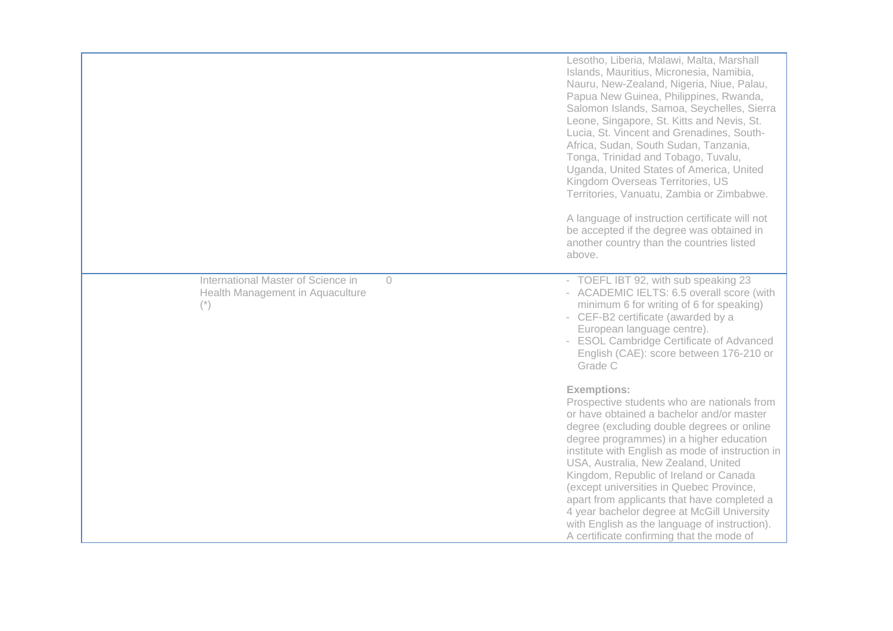| | | |
|---|---|---|
| | | Lesotho, Liberia, Malawi, Malta, Marshall Islands, Mauritius, Micronesia, Namibia, Nauru, New-Zealand, Nigeria, Niue, Palau, Papua New Guinea, Philippines, Rwanda, Salomon Islands, Samoa, Seychelles, Sierra Leone, Singapore, St. Kitts and Nevis, St. Lucia, St. Vincent and Grenadines, South-Africa, Sudan, South Sudan, Tanzania, Tonga, Trinidad and Tobago, Tuvalu, Uganda, United States of America, United Kingdom Overseas Territories, US Territories, Vanuatu, Zambia or Zimbabwe.<br><br>A language of instruction certificate will not be accepted if the degree was obtained in another country than the countries listed above. |
| International Master of Science in Health Management in Aquaculture (*) | 0 | - TOEFL IBT 92, with sub speaking 23<br>- ACADEMIC IELTS: 6.5 overall score (with minimum 6 for writing of 6 for speaking)<br>- CEF-B2 certificate (awarded by a European language centre).<br>- ESOL Cambridge Certificate of Advanced English (CAE): score between 176-210 or Grade C<br><br>**Exemptions:**<br>Prospective students who are nationals from or have obtained a bachelor and/or master degree (excluding double degrees or online degree programmes) in a higher education institute with English as mode of instruction in USA, Australia, New Zealand, United Kingdom, Republic of Ireland or Canada (except universities in Quebec Province, apart from applicants that have completed a 4 year bachelor degree at McGill University with English as the language of instruction). A certificate confirming that the mode of |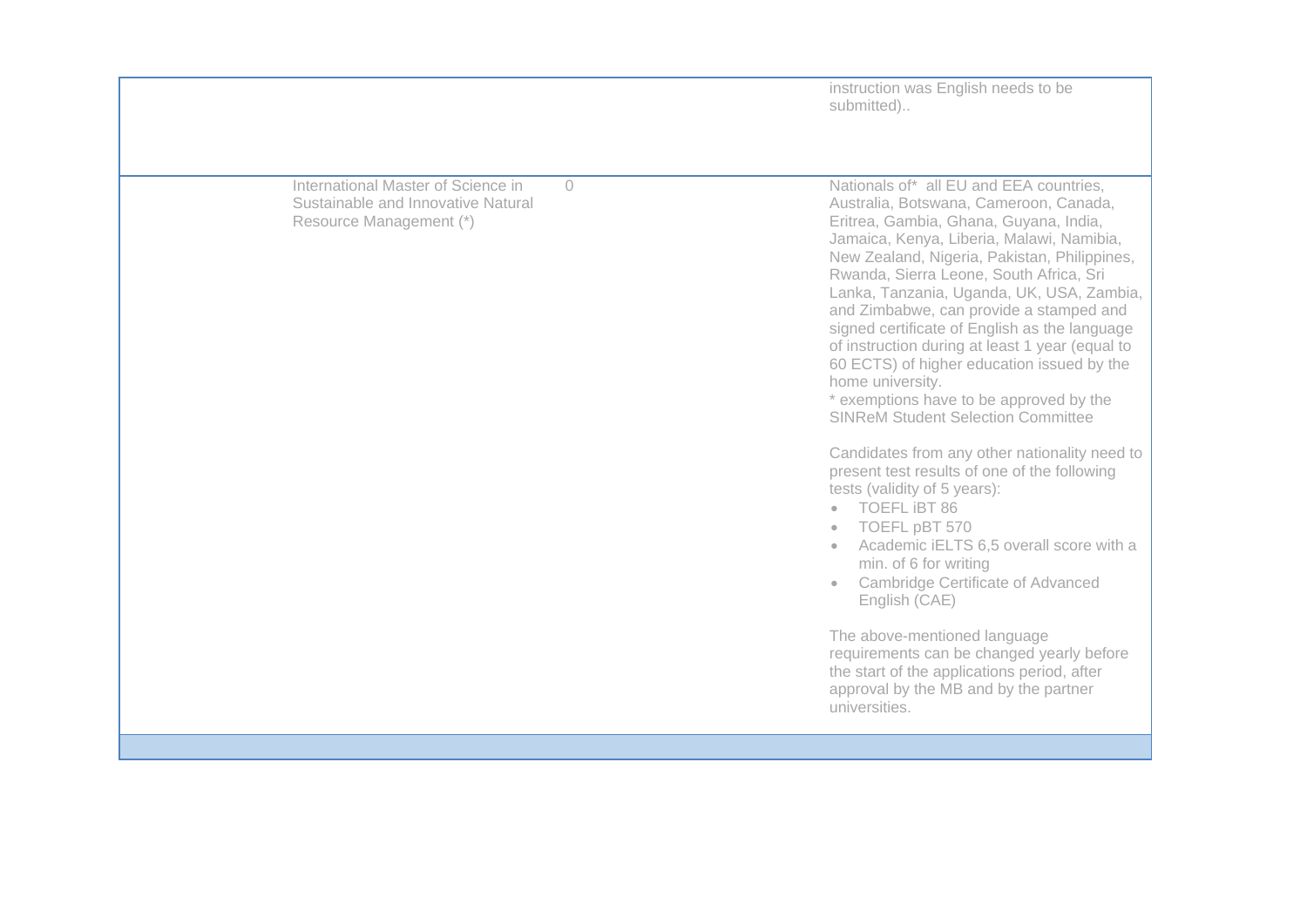| | | | |
|---|---|---|---|
| | | | instruction was English needs to be submitted).. |
| | International Master of Science in Sustainable and Innovative Natural Resource Management (*) | 0 | Nationals of* all EU and EEA countries, Australia, Botswana, Cameroon, Canada, Eritrea, Gambia, Ghana, Guyana, India, Jamaica, Kenya, Liberia, Malawi, Namibia, New Zealand, Nigeria, Pakistan, Philippines, Rwanda, Sierra Leone, South Africa, Sri Lanka, Tanzania, Uganda, UK, USA, Zambia, and Zimbabwe, can provide a stamped and signed certificate of English as the language of instruction during at least 1 year (equal to 60 ECTS) of higher education issued by the home university.<br>* exemptions have to be approved by the SINReM Student Selection Committee<br><br>Candidates from any other nationality need to present test results of one of the following tests (validity of 5 years):<br>• TOEFL iBT 86<br>• TOEFL pBT 570<br>• Academic iELTS 6,5 overall score with a min. of 6 for writing<br>• Cambridge Certificate of Advanced English (CAE)<br><br>The above-mentioned language requirements can be changed yearly before the start of the applications period, after approval by the MB and by the partner universities. |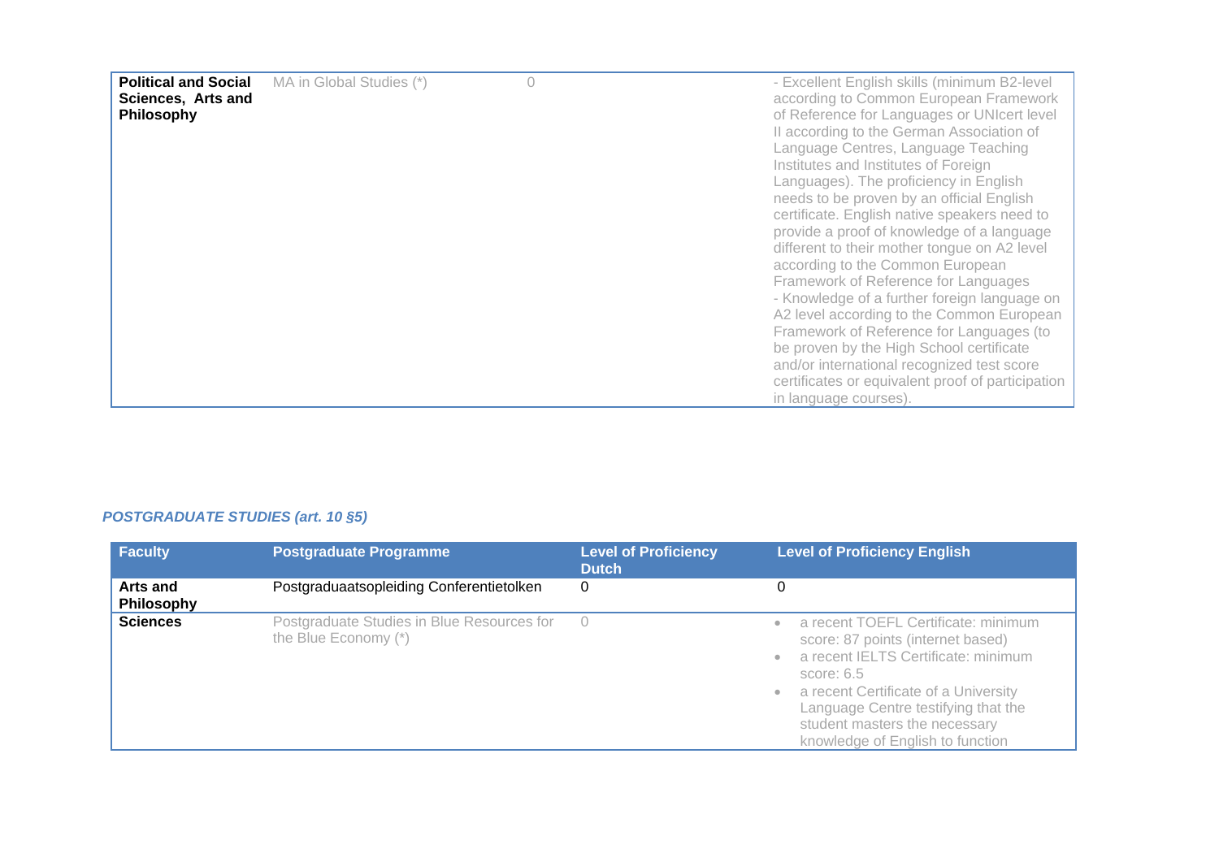| | | | |
|---|---|---|---|
| **Political and Social Sciences, Arts and Philosophy** | MA in Global Studies (*) | 0 | - Excellent English skills (minimum B2-level according to Common European Framework of Reference for Languages or UNIcert level II according to the German Association of Language Centres, Language Teaching Institutes and Institutes of Foreign Languages). The proficiency in English needs to be proven by an official English certificate. English native speakers need to provide a proof of knowledge of a language different to their mother tongue on A2 level according to the Common European Framework of Reference for Languages<br>- Knowledge of a further foreign language on A2 level according to the Common European Framework of Reference for Languages (to be proven by the High School certificate and/or international recognized test score certificates or equivalent proof of participation in language courses). |

### *POSTGRADUATE STUDIES (art. 10 §5)*

| Faculty | Postgraduate Programme | Level of Proficiency Dutch | Level of Proficiency English |
|---|---|---|---|
| **Arts and Philosophy** | Postgraduaatsopleiding Conferentietolken | 0 | 0 |
| **Sciences** | Postgraduate Studies in Blue Resources for the Blue Economy (*) | 0 | • a recent TOEFL Certificate: minimum score: 87 points (internet based)<br>• a recent IELTS Certificate: minimum score: 6.5<br>• a recent Certificate of a University Language Centre testifying that the student masters the necessary knowledge of English to function |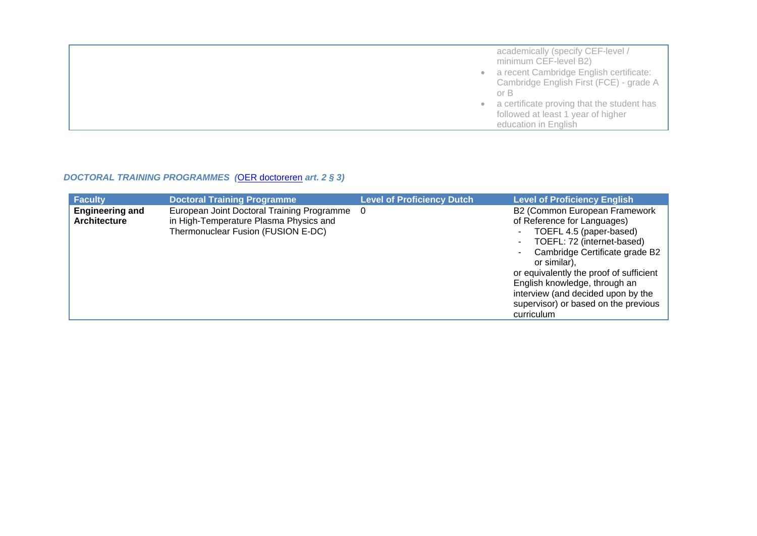| | | | |
|---|---|---|---|
| | | | academically (specify CEF-level / minimum CEF-level B2)<br>• a recent Cambridge English certificate: Cambridge English First (FCE) - grade A or B<br>• a certificate proving that the student has followed at least 1 year of higher education in English |

***DOCTORAL TRAINING PROGRAMMES (*[OER doctoreren]() *art. 2 § 3)***

| Faculty | Doctoral Training Programme | Level of Proficiency Dutch | Level of Proficiency English |
|---|---|---|---|
| **Engineering and Architecture** | European Joint Doctoral Training Programme in High-Temperature Plasma Physics and Thermonuclear Fusion (FUSION E-DC) | 0 | B2 (Common European Framework of Reference for Languages)<br>- TOEFL 4.5 (paper-based)<br>- TOEFL: 72 (internet-based)<br>- Cambridge Certificate grade B2 or similar),<br>or equivalently the proof of sufficient English knowledge, through an interview (and decided upon by the supervisor) or based on the previous curriculum |